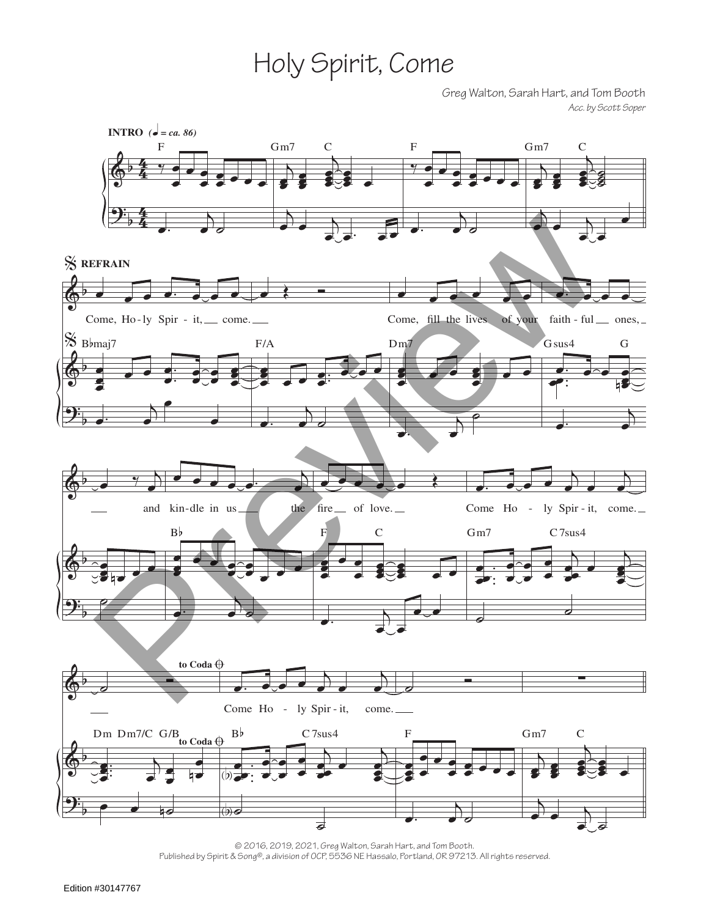# Holy Spirit, Come

Greg Walton, Sarah Hart, and Tom Booth
*Acc. by Scott Soper*

**INTRO** (♩ = ca. 86)

F Gm7 C F Gm7 C

𝄋 **REFRAIN**

Come, Ho-ly Spir-it, come. Come, fill the lives of your faith-ful ones, and kin-dle in us the fire of love. Come Ho-ly Spir-it, come. Come Ho-ly Spir-it, come.

B♭maj7 F/A Dm7 Gsus4 G B♭ F C Gm7 C7sus4 Dm Dm7/C G/B B♭ C7sus4 F Gm7 C

**to Coda** ⊕

© 2016, 2019, 2021, Greg Walton, Sarah Hart, and Tom Booth.
Published by Spirit & Song®, a division of OCP, 5536 NE Hassalo, Portland, OR 97213. All rights reserved.

Edition #30147767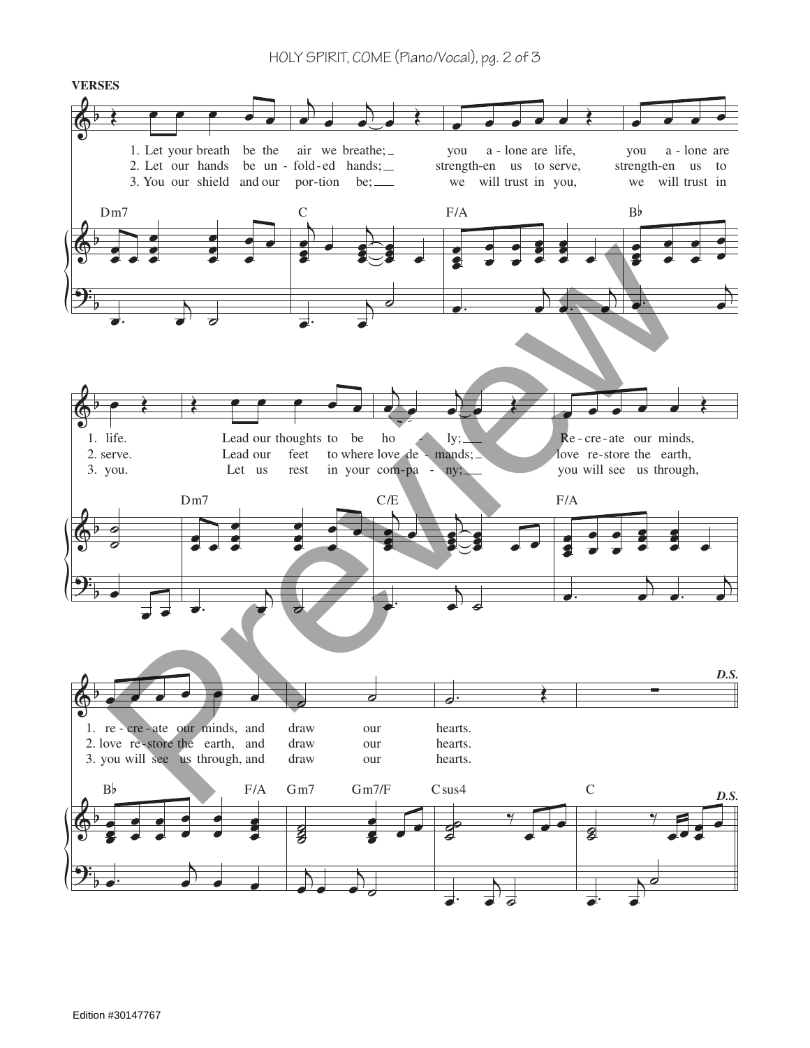**VERSES**

1. Let your breath be the air we breathe; you a-lone are life, you a-lone are life. Lead our thoughts to be ho - ly; Re-cre-ate our minds, re-cre-ate our minds, and draw our hearts.

2. Let our hands be un-fold-ed hands; strength-en us to serve, strength-en us to serve. Lead our feet to where love de - mands; love re-store the earth, love re-store the earth, and draw our hearts.

3. You our shield and our por-tion be; we will trust in you, we will trust in you. Let us rest in your com-pa - ny; you will see us through, you will see us through, and draw our hearts.

Dm7 C F/A B♭ Dm7 C/E F/A B♭ F/A Gm7 Gm7/F Csus4 C

*D.S.*

Edition #30147767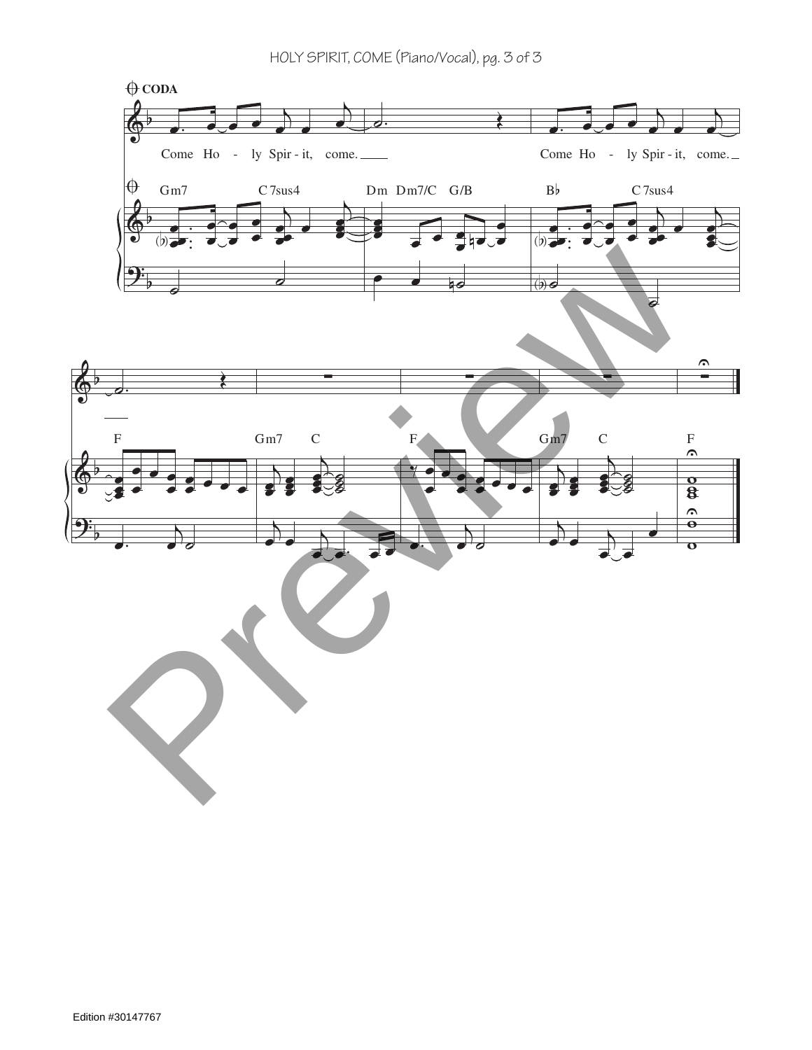CODA

Come Ho - ly Spir - it, come.

Come Ho - ly Spir - it, come.

Gm7 C7sus4 Dm Dm7/C G/B B♭ C7sus4

F Gm7 C F Gm7 C F

Edition #30147767